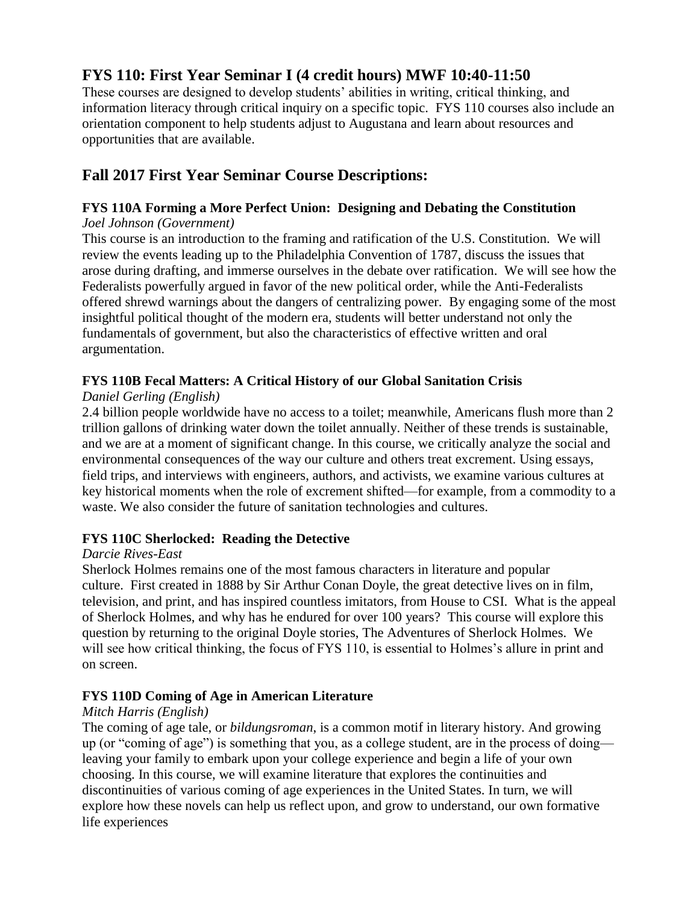## FYS 110: First Year Seminar I (4 credit hours) MWF 10:40-11:50

These courses are designed to develop students' abilities in writing, critical thinking, and information literacy through critical inquiry on a specific topic. FYS 110 courses also include an orientation component to help students adjust to Augustana and learn about resources and opportunities that are available.

## Fall 2017 First Year Seminar Course Descriptions:

### FYS 110A Forming a More Perfect Union: Designing and Debating the Constitution

*Joel Johnson (Government)*

This course is an introduction to the framing and ratification of the U.S. Constitution. We will review the events leading up to the Philadelphia Convention of 1787, discuss the issues that arose during drafting, and immerse ourselves in the debate over ratification. We will see how the Federalists powerfully argued in favor of the new political order, while the Anti-Federalists offered shrewd warnings about the dangers of centralizing power. By engaging some of the most insightful political thought of the modern era, students will better understand not only the fundamentals of government, but also the characteristics of effective written and oral argumentation.

### FYS 110B Fecal Matters: A Critical History of our Global Sanitation Crisis

*Daniel Gerling (English)*

2.4 billion people worldwide have no access to a toilet; meanwhile, Americans flush more than 2 trillion gallons of drinking water down the toilet annually. Neither of these trends is sustainable, and we are at a moment of significant change. In this course, we critically analyze the social and environmental consequences of the way our culture and others treat excrement. Using essays, field trips, and interviews with engineers, authors, and activists, we examine various cultures at key historical moments when the role of excrement shifted—for example, from a commodity to a waste. We also consider the future of sanitation technologies and cultures.

### FYS 110C Sherlocked: Reading the Detective

*Darcie Rives-East*

Sherlock Holmes remains one of the most famous characters in literature and popular culture. First created in 1888 by Sir Arthur Conan Doyle, the great detective lives on in film, television, and print, and has inspired countless imitators, from House to CSI. What is the appeal of Sherlock Holmes, and why has he endured for over 100 years? This course will explore this question by returning to the original Doyle stories, The Adventures of Sherlock Holmes. We will see how critical thinking, the focus of FYS 110, is essential to Holmes's allure in print and on screen.

### FYS 110D Coming of Age in American Literature

*Mitch Harris (English)*

The coming of age tale, or *bildungsroman*, is a common motif in literary history. And growing up (or "coming of age") is something that you, as a college student, are in the process of doing—leaving your family to embark upon your college experience and begin a life of your own choosing. In this course, we will examine literature that explores the continuities and discontinuities of various coming of age experiences in the United States. In turn, we will explore how these novels can help us reflect upon, and grow to understand, our own formative life experiences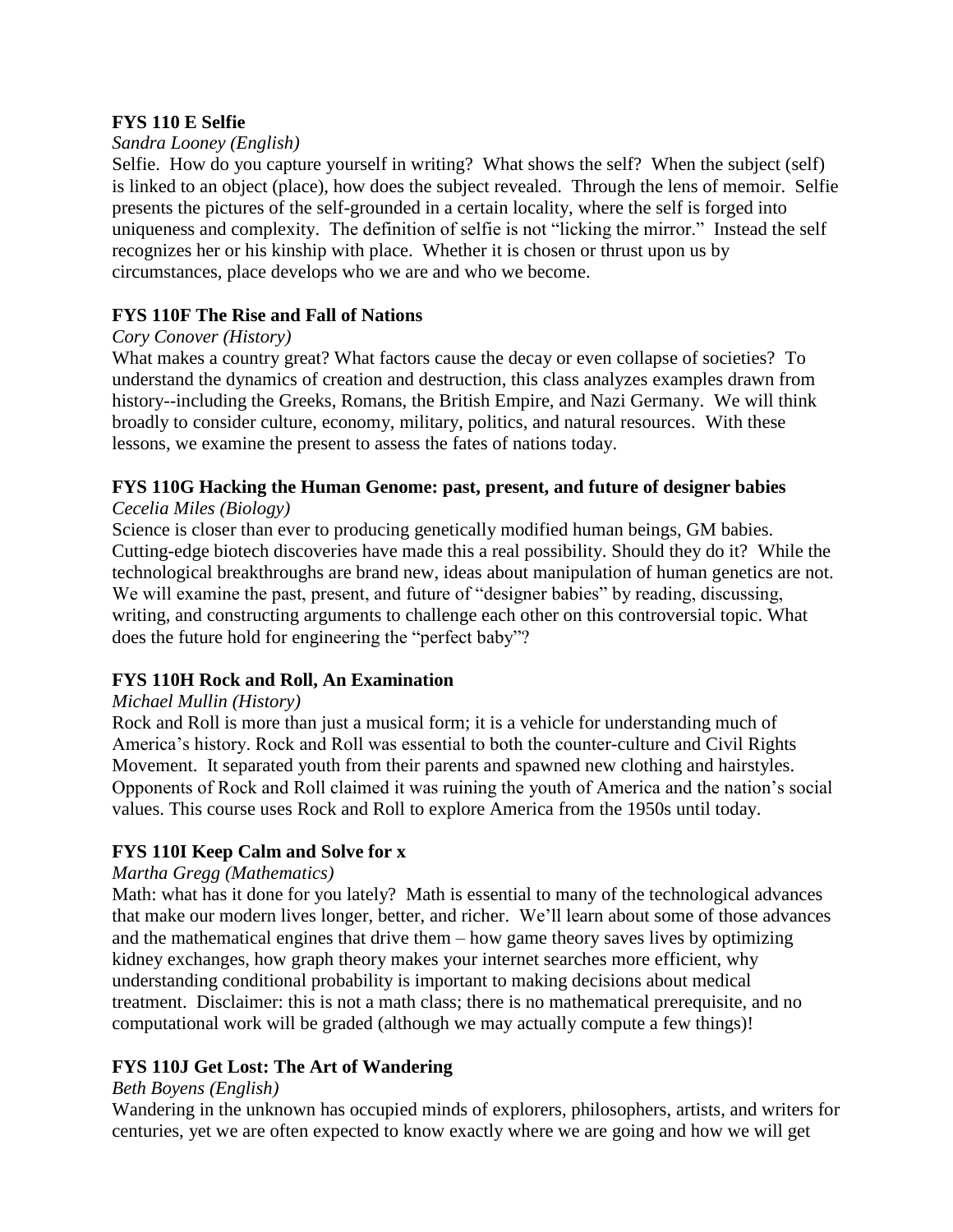**FYS 110 E Selfie**

*Sandra Looney (English)*

Selfie. How do you capture yourself in writing? What shows the self? When the subject (self) is linked to an object (place), how does the subject revealed. Through the lens of memoir. Selfie presents the pictures of the self-grounded in a certain locality, where the self is forged into uniqueness and complexity. The definition of selfie is not "licking the mirror." Instead the self recognizes her or his kinship with place. Whether it is chosen or thrust upon us by circumstances, place develops who we are and who we become.

**FYS 110F The Rise and Fall of Nations**

*Cory Conover (History)*

What makes a country great? What factors cause the decay or even collapse of societies? To understand the dynamics of creation and destruction, this class analyzes examples drawn from history--including the Greeks, Romans, the British Empire, and Nazi Germany. We will think broadly to consider culture, economy, military, politics, and natural resources. With these lessons, we examine the present to assess the fates of nations today.

**FYS 110G Hacking the Human Genome: past, present, and future of designer babies**

*Cecelia Miles (Biology)*

Science is closer than ever to producing genetically modified human beings, GM babies. Cutting-edge biotech discoveries have made this a real possibility. Should they do it? While the technological breakthroughs are brand new, ideas about manipulation of human genetics are not. We will examine the past, present, and future of "designer babies" by reading, discussing, writing, and constructing arguments to challenge each other on this controversial topic. What does the future hold for engineering the "perfect baby"?

**FYS 110H Rock and Roll, An Examination**

*Michael Mullin (History)*

Rock and Roll is more than just a musical form; it is a vehicle for understanding much of America's history. Rock and Roll was essential to both the counter-culture and Civil Rights Movement. It separated youth from their parents and spawned new clothing and hairstyles. Opponents of Rock and Roll claimed it was ruining the youth of America and the nation's social values. This course uses Rock and Roll to explore America from the 1950s until today.

**FYS 110I Keep Calm and Solve for x**

*Martha Gregg (Mathematics)*

Math: what has it done for you lately? Math is essential to many of the technological advances that make our modern lives longer, better, and richer. We'll learn about some of those advances and the mathematical engines that drive them – how game theory saves lives by optimizing kidney exchanges, how graph theory makes your internet searches more efficient, why understanding conditional probability is important to making decisions about medical treatment. Disclaimer: this is not a math class; there is no mathematical prerequisite, and no computational work will be graded (although we may actually compute a few things)!

**FYS 110J Get Lost: The Art of Wandering**

*Beth Boyens (English)*

Wandering in the unknown has occupied minds of explorers, philosophers, artists, and writers for centuries, yet we are often expected to know exactly where we are going and how we will get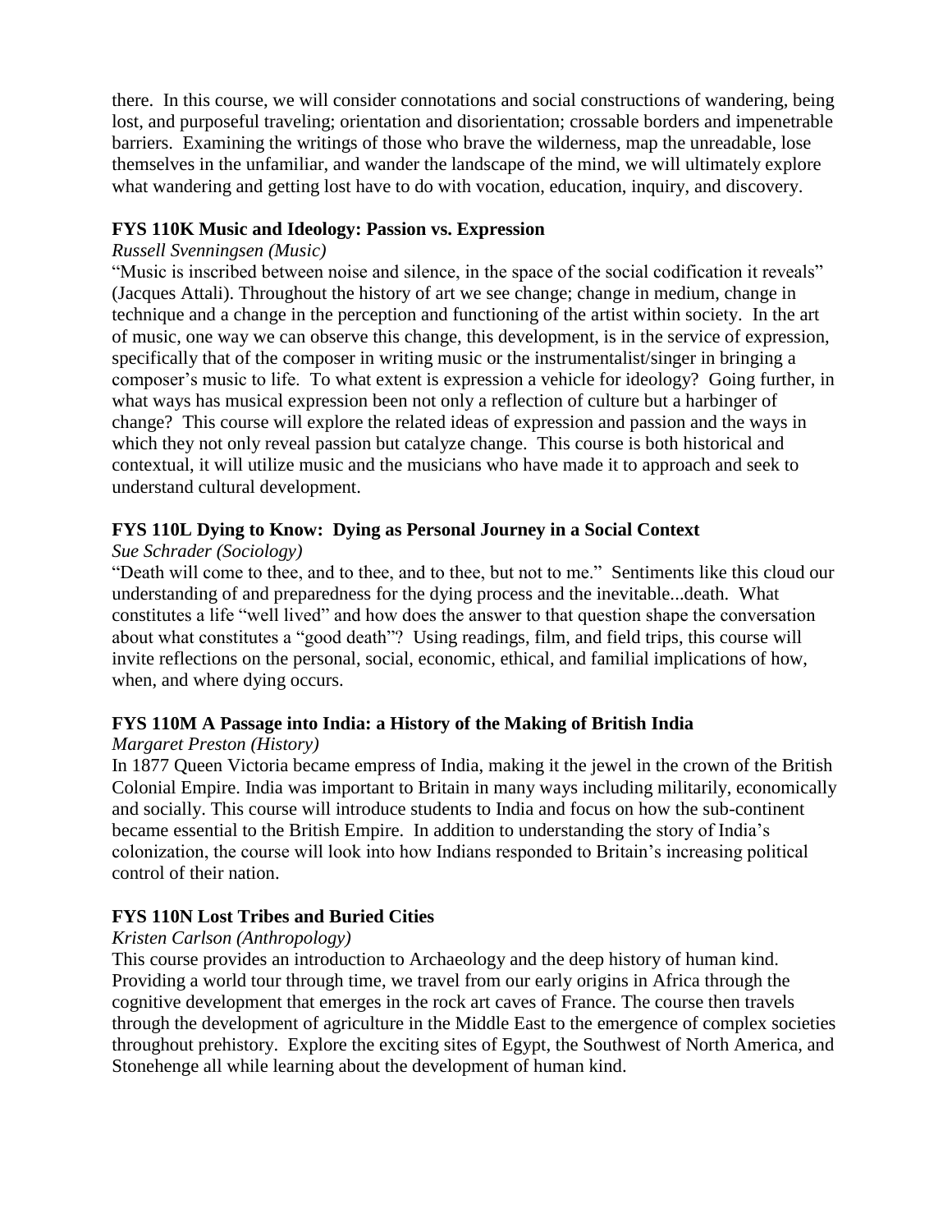there. In this course, we will consider connotations and social constructions of wandering, being lost, and purposeful traveling; orientation and disorientation; crossable borders and impenetrable barriers. Examining the writings of those who brave the wilderness, map the unreadable, lose themselves in the unfamiliar, and wander the landscape of the mind, we will ultimately explore what wandering and getting lost have to do with vocation, education, inquiry, and discovery.

**FYS 110K Music and Ideology: Passion vs. Expression**

*Russell Svenningsen (Music)*

"Music is inscribed between noise and silence, in the space of the social codification it reveals" (Jacques Attali). Throughout the history of art we see change; change in medium, change in technique and a change in the perception and functioning of the artist within society. In the art of music, one way we can observe this change, this development, is in the service of expression, specifically that of the composer in writing music or the instrumentalist/singer in bringing a composer's music to life. To what extent is expression a vehicle for ideology? Going further, in what ways has musical expression been not only a reflection of culture but a harbinger of change? This course will explore the related ideas of expression and passion and the ways in which they not only reveal passion but catalyze change. This course is both historical and contextual, it will utilize music and the musicians who have made it to approach and seek to understand cultural development.

**FYS 110L Dying to Know: Dying as Personal Journey in a Social Context**

*Sue Schrader (Sociology)*

"Death will come to thee, and to thee, and to thee, but not to me." Sentiments like this cloud our understanding of and preparedness for the dying process and the inevitable...death. What constitutes a life "well lived" and how does the answer to that question shape the conversation about what constitutes a "good death"? Using readings, film, and field trips, this course will invite reflections on the personal, social, economic, ethical, and familial implications of how, when, and where dying occurs.

**FYS 110M A Passage into India: a History of the Making of British India**

*Margaret Preston (History)*

In 1877 Queen Victoria became empress of India, making it the jewel in the crown of the British Colonial Empire. India was important to Britain in many ways including militarily, economically and socially. This course will introduce students to India and focus on how the sub-continent became essential to the British Empire. In addition to understanding the story of India's colonization, the course will look into how Indians responded to Britain's increasing political control of their nation.

**FYS 110N Lost Tribes and Buried Cities**

*Kristen Carlson (Anthropology)*

This course provides an introduction to Archaeology and the deep history of human kind. Providing a world tour through time, we travel from our early origins in Africa through the cognitive development that emerges in the rock art caves of France. The course then travels through the development of agriculture in the Middle East to the emergence of complex societies throughout prehistory. Explore the exciting sites of Egypt, the Southwest of North America, and Stonehenge all while learning about the development of human kind.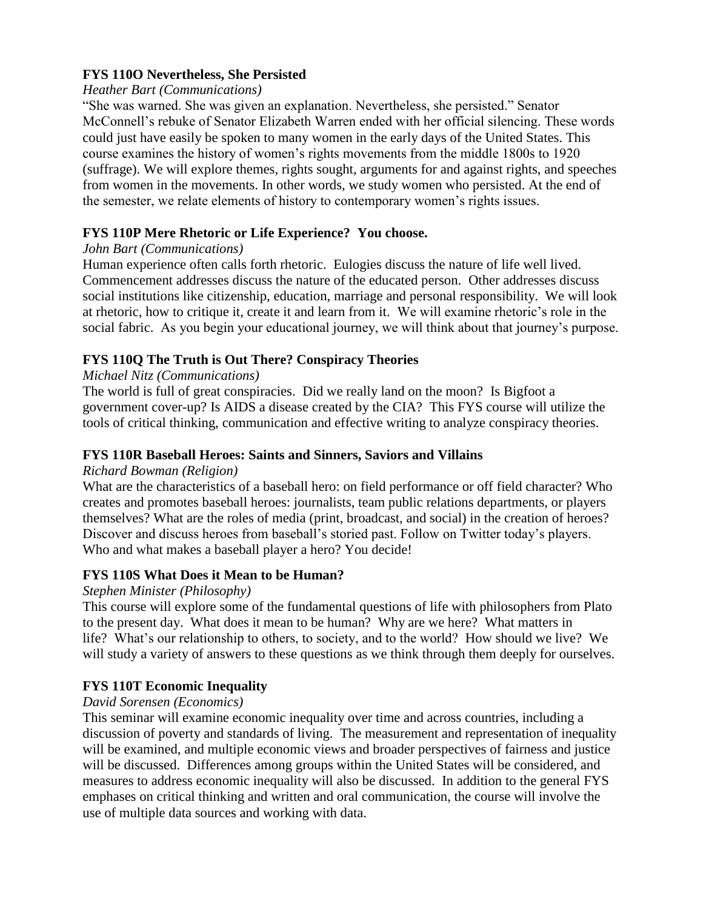**FYS 110O Nevertheless, She Persisted**

*Heather Bart (Communications)*

"She was warned. She was given an explanation. Nevertheless, she persisted." Senator McConnell's rebuke of Senator Elizabeth Warren ended with her official silencing. These words could just have easily be spoken to many women in the early days of the United States. This course examines the history of women's rights movements from the middle 1800s to 1920 (suffrage). We will explore themes, rights sought, arguments for and against rights, and speeches from women in the movements. In other words, we study women who persisted. At the end of the semester, we relate elements of history to contemporary women's rights issues.

**FYS 110P Mere Rhetoric or Life Experience? You choose.**

*John Bart (Communications)*

Human experience often calls forth rhetoric. Eulogies discuss the nature of life well lived. Commencement addresses discuss the nature of the educated person. Other addresses discuss social institutions like citizenship, education, marriage and personal responsibility. We will look at rhetoric, how to critique it, create it and learn from it. We will examine rhetoric's role in the social fabric. As you begin your educational journey, we will think about that journey's purpose.

**FYS 110Q The Truth is Out There? Conspiracy Theories**

*Michael Nitz (Communications)*

The world is full of great conspiracies. Did we really land on the moon? Is Bigfoot a government cover-up? Is AIDS a disease created by the CIA? This FYS course will utilize the tools of critical thinking, communication and effective writing to analyze conspiracy theories.

**FYS 110R Baseball Heroes: Saints and Sinners, Saviors and Villains**

*Richard Bowman (Religion)*

What are the characteristics of a baseball hero: on field performance or off field character? Who creates and promotes baseball heroes: journalists, team public relations departments, or players themselves? What are the roles of media (print, broadcast, and social) in the creation of heroes? Discover and discuss heroes from baseball's storied past. Follow on Twitter today's players. Who and what makes a baseball player a hero? You decide!

**FYS 110S What Does it Mean to be Human?**

*Stephen Minister (Philosophy)*

This course will explore some of the fundamental questions of life with philosophers from Plato to the present day. What does it mean to be human? Why are we here? What matters in life? What's our relationship to others, to society, and to the world? How should we live? We will study a variety of answers to these questions as we think through them deeply for ourselves.

**FYS 110T Economic Inequality**

*David Sorensen (Economics)*

This seminar will examine economic inequality over time and across countries, including a discussion of poverty and standards of living. The measurement and representation of inequality will be examined, and multiple economic views and broader perspectives of fairness and justice will be discussed. Differences among groups within the United States will be considered, and measures to address economic inequality will also be discussed. In addition to the general FYS emphases on critical thinking and written and oral communication, the course will involve the use of multiple data sources and working with data.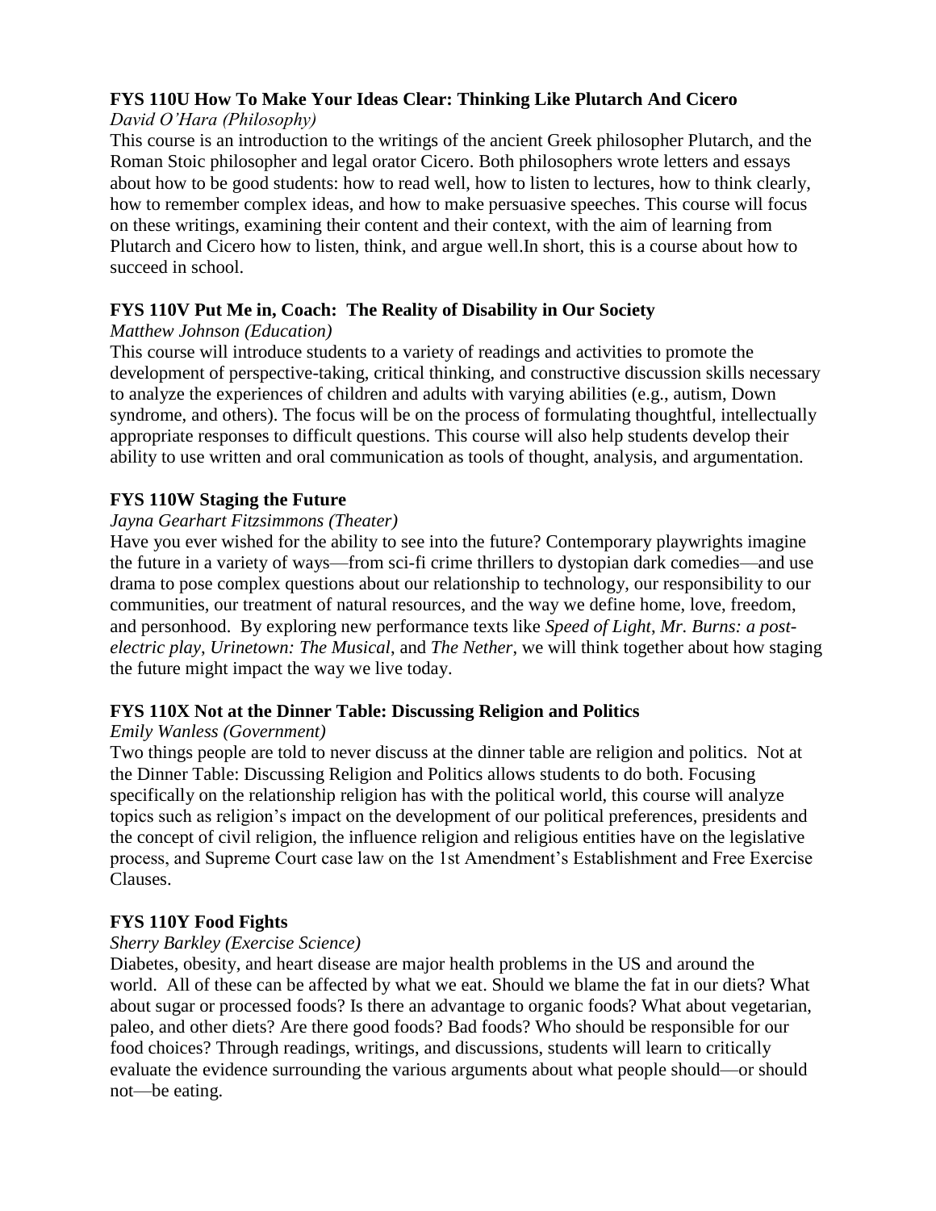**FYS 110U How To Make Your Ideas Clear: Thinking Like Plutarch And Cicero**

*David O'Hara (Philosophy)*

This course is an introduction to the writings of the ancient Greek philosopher Plutarch, and the Roman Stoic philosopher and legal orator Cicero. Both philosophers wrote letters and essays about how to be good students: how to read well, how to listen to lectures, how to think clearly, how to remember complex ideas, and how to make persuasive speeches. This course will focus on these writings, examining their content and their context, with the aim of learning from Plutarch and Cicero how to listen, think, and argue well.In short, this is a course about how to succeed in school.

**FYS 110V Put Me in, Coach: The Reality of Disability in Our Society**

*Matthew Johnson (Education)*

This course will introduce students to a variety of readings and activities to promote the development of perspective-taking, critical thinking, and constructive discussion skills necessary to analyze the experiences of children and adults with varying abilities (e.g., autism, Down syndrome, and others). The focus will be on the process of formulating thoughtful, intellectually appropriate responses to difficult questions. This course will also help students develop their ability to use written and oral communication as tools of thought, analysis, and argumentation.

**FYS 110W Staging the Future**

*Jayna Gearhart Fitzsimmons (Theater)*

Have you ever wished for the ability to see into the future? Contemporary playwrights imagine the future in a variety of ways—from sci-fi crime thrillers to dystopian dark comedies—and use drama to pose complex questions about our relationship to technology, our responsibility to our communities, our treatment of natural resources, and the way we define home, love, freedom, and personhood. By exploring new performance texts like *Speed of Light*, *Mr. Burns: a post-electric play*, *Urinetown: The Musical*, and *The Nether*, we will think together about how staging the future might impact the way we live today.

**FYS 110X Not at the Dinner Table: Discussing Religion and Politics**

*Emily Wanless (Government)*

Two things people are told to never discuss at the dinner table are religion and politics. Not at the Dinner Table: Discussing Religion and Politics allows students to do both. Focusing specifically on the relationship religion has with the political world, this course will analyze topics such as religion's impact on the development of our political preferences, presidents and the concept of civil religion, the influence religion and religious entities have on the legislative process, and Supreme Court case law on the 1st Amendment's Establishment and Free Exercise Clauses.

**FYS 110Y Food Fights**

*Sherry Barkley (Exercise Science)*

Diabetes, obesity, and heart disease are major health problems in the US and around the world. All of these can be affected by what we eat. Should we blame the fat in our diets? What about sugar or processed foods? Is there an advantage to organic foods? What about vegetarian, paleo, and other diets? Are there good foods? Bad foods? Who should be responsible for our food choices? Through readings, writings, and discussions, students will learn to critically evaluate the evidence surrounding the various arguments about what people should—or should not—be eating.